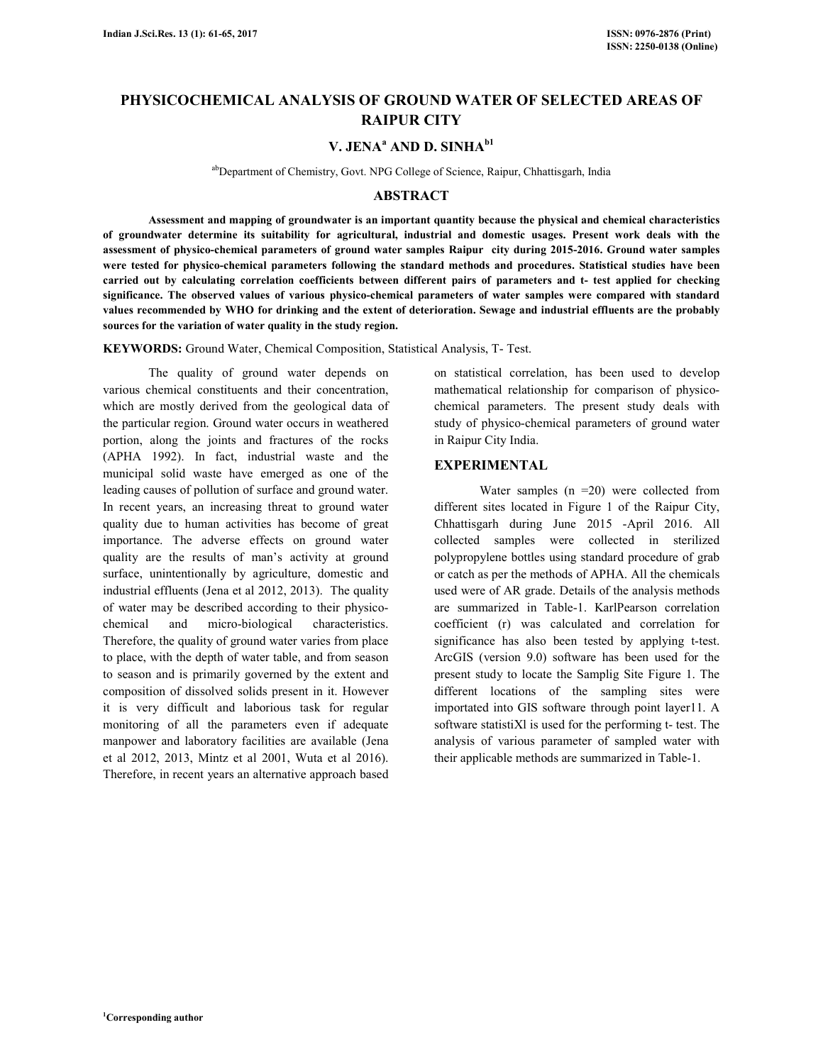# PHYSICOCHEMICAL ANALYSIS OF GROUND WATER OF SELECTED AREAS OF RAIPUR CITY

**V. JENA[a] AND D. SINHA[b1]**

[ab]Department of Chemistry, Govt. NPG College of Science, Raipur, Chhattisgarh, India

## ABSTRACT

**Assessment and mapping of groundwater is an important quantity because the physical and chemical characteristics of groundwater determine its suitability for agricultural, industrial and domestic usages. Present work deals with the assessment of physico-chemical parameters of ground water samples Raipur city during 2015-2016. Ground water samples were tested for physico-chemical parameters following the standard methods and procedures. Statistical studies have been carried out by calculating correlation coefficients between different pairs of parameters and t- test applied for checking significance. The observed values of various physico-chemical parameters of water samples were compared with standard values recommended by WHO for drinking and the extent of deterioration. Sewage and industrial effluents are the probably sources for the variation of water quality in the study region.**

**KEYWORDS:** Ground Water, Chemical Composition, Statistical Analysis, T- Test.

The quality of ground water depends on various chemical constituents and their concentration, which are mostly derived from the geological data of the particular region. Ground water occurs in weathered portion, along the joints and fractures of the rocks (APHA 1992). In fact, industrial waste and the municipal solid waste have emerged as one of the leading causes of pollution of surface and ground water. In recent years, an increasing threat to ground water quality due to human activities has become of great importance. The adverse effects on ground water quality are the results of man's activity at ground surface, unintentionally by agriculture, domestic and industrial effluents (Jena et al 2012, 2013). The quality of water may be described according to their physico-chemical and micro-biological characteristics. Therefore, the quality of ground water varies from place to place, with the depth of water table, and from season to season and is primarily governed by the extent and composition of dissolved solids present in it. However it is very difficult and laborious task for regular monitoring of all the parameters even if adequate manpower and laboratory facilities are available (Jena et al 2012, 2013, Mintz et al 2001, Wuta et al 2016). Therefore, in recent years an alternative approach based on statistical correlation, has been used to develop mathematical relationship for comparison of physico-chemical parameters. The present study deals with study of physico-chemical parameters of ground water in Raipur City India.

## EXPERIMENTAL

Water samples (n =20) were collected from different sites located in Figure 1 of the Raipur City, Chhattisgarh during June 2015 -April 2016. All collected samples were collected in sterilized polypropylene bottles using standard procedure of grab or catch as per the methods of APHA. All the chemicals used were of AR grade. Details of the analysis methods are summarized in Table-1. KarlPearson correlation coefficient (r) was calculated and correlation for significance has also been tested by applying t-test. ArcGIS (version 9.0) software has been used for the present study to locate the Samplig Site Figure 1. The different locations of the sampling sites were importated into GIS software through point layer11. A software statistiXl is used for the performing t- test. The analysis of various parameter of sampled water with their applicable methods are summarized in Table-1.

[1]Corresponding author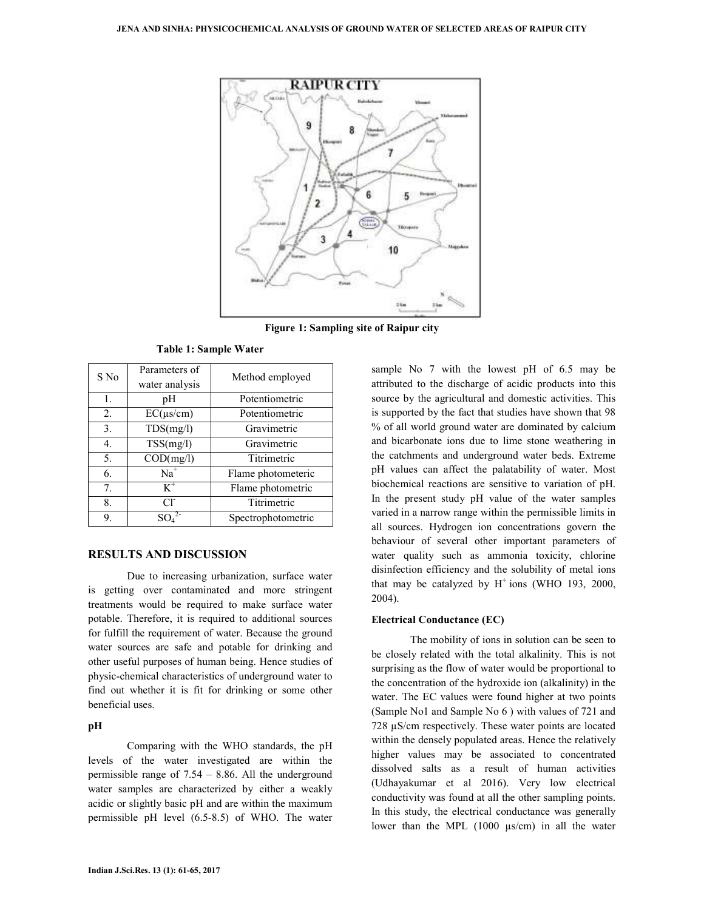Figure 1: Sampling site of Raipur city

**Table 1: Sample Water**

| S No | Parameters of water analysis | Method employed |
|---|---|---|
| 1. | pH | Potentiometric |
| 2. | EC(μs/cm) | Potentiometric |
| 3. | TDS(mg/l) | Gravimetric |
| 4. | TSS(mg/l) | Gravimetric |
| 5. | COD(mg/l) | Titrimetric |
| 6. | $Na^+$ | Flame photometeric |
| 7. | $K^+$ | Flame photometric |
| 8. | $Cl^-$ | Titrimetric |
| 9. | $SO_4^{2-}$ | Spectrophotometric |

## RESULTS AND DISCUSSION

Due to increasing urbanization, surface water is getting over contaminated and more stringent treatments would be required to make surface water potable. Therefore, it is required to additional sources for fulfill the requirement of water. Because the ground water sources are safe and potable for drinking and other useful purposes of human being. Hence studies of physic-chemical characteristics of underground water to find out whether it is fit for drinking or some other beneficial uses.

### pH

Comparing with the WHO standards, the pH levels of the water investigated are within the permissible range of 7.54 – 8.86. All the underground water samples are characterized by either a weakly acidic or slightly basic pH and are within the maximum permissible pH level (6.5-8.5) of WHO. The water sample No 7 with the lowest pH of 6.5 may be attributed to the discharge of acidic products into this source by the agricultural and domestic activities. This is supported by the fact that studies have shown that 98 % of all world ground water are dominated by calcium and bicarbonate ions due to lime stone weathering in the catchments and underground water beds. Extreme pH values can affect the palatability of water. Most biochemical reactions are sensitive to variation of pH. In the present study pH value of the water samples varied in a narrow range within the permissible limits in all sources. Hydrogen ion concentrations govern the behaviour of several other important parameters of water quality such as ammonia toxicity, chlorine disinfection efficiency and the solubility of metal ions that may be catalyzed by $H^+$ ions (WHO 193, 2000, 2004).

### Electrical Conductance (EC)

The mobility of ions in solution can be seen to be closely related with the total alkalinity. This is not surprising as the flow of water would be proportional to the concentration of the hydroxide ion (alkalinity) in the water. The EC values were found higher at two points (Sample No1 and Sample No 6 ) with values of 721 and 728 µS/cm respectively. These water points are located within the densely populated areas. Hence the relatively higher values may be associated to concentrated dissolved salts as a result of human activities (Udhayakumar et al 2016). Very low electrical conductivity was found at all the other sampling points. In this study, the electrical conductance was generally lower than the MPL (1000 µs/cm) in all the water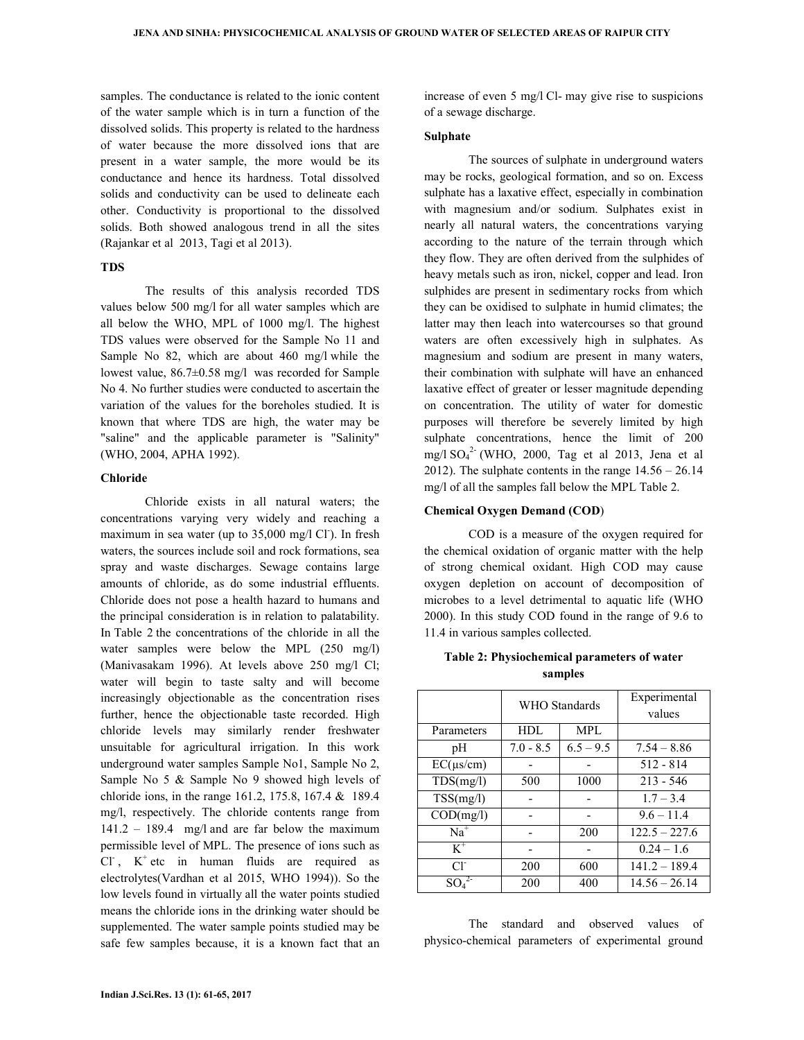samples. The conductance is related to the ionic content of the water sample which is in turn a function of the dissolved solids. This property is related to the hardness of water because the more dissolved ions that are present in a water sample, the more would be its conductance and hence its hardness. Total dissolved solids and conductivity can be used to delineate each other. Conductivity is proportional to the dissolved solids. Both showed analogous trend in all the sites (Rajankar et al 2013, Tagi et al 2013).

### TDS

The results of this analysis recorded TDS values below 500 mg/l for all water samples which are all below the WHO, MPL of 1000 mg/l. The highest TDS values were observed for the Sample No 11 and Sample No 82, which are about 460 mg/l while the lowest value, 86.7±0.58 mg/l was recorded for Sample No 4. No further studies were conducted to ascertain the variation of the values for the boreholes studied. It is known that where TDS are high, the water may be "saline" and the applicable parameter is "Salinity" (WHO, 2004, APHA 1992).

### Chloride

Chloride exists in all natural waters; the concentrations varying very widely and reaching a maximum in sea water (up to 35,000 mg/l $Cl^-$). In fresh waters, the sources include soil and rock formations, sea spray and waste discharges. Sewage contains large amounts of chloride, as do some industrial effluents. Chloride does not pose a health hazard to humans and the principal consideration is in relation to palatability. In Table 2 the concentrations of the chloride in all the water samples were below the MPL (250 mg/l) (Manivasakam 1996). At levels above 250 mg/l Cl; water will begin to taste salty and will become increasingly objectionable as the concentration rises further, hence the objectionable taste recorded. High chloride levels may similarly render freshwater unsuitable for agricultural irrigation. In this work underground water samples Sample No1, Sample No 2, Sample No 5 & Sample No 9 showed high levels of chloride ions, in the range 161.2, 175.8, 167.4 & 189.4 mg/l, respectively. The chloride contents range from 141.2 – 189.4 mg/l and are far below the maximum permissible level of MPL. The presence of ions such as $Cl^-$, $K^+$ etc in human fluids are required as electrolytes(Vardhan et al 2015, WHO 1994)). So the low levels found in virtually all the water points studied means the chloride ions in the drinking water should be supplemented. The water sample points studied may be safe few samples because, it is a known fact that an increase of even 5 mg/l Cl- may give rise to suspicions of a sewage discharge.

### Sulphate

The sources of sulphate in underground waters may be rocks, geological formation, and so on. Excess sulphate has a laxative effect, especially in combination with magnesium and/or sodium. Sulphates exist in nearly all natural waters, the concentrations varying according to the nature of the terrain through which they flow. They are often derived from the sulphides of heavy metals such as iron, nickel, copper and lead. Iron sulphides are present in sedimentary rocks from which they can be oxidised to sulphate in humid climates; the latter may then leach into watercourses so that ground waters are often excessively high in sulphates. As magnesium and sodium are present in many waters, their combination with sulphate will have an enhanced laxative effect of greater or lesser magnitude depending on concentration. The utility of water for domestic purposes will therefore be severely limited by high sulphate concentrations, hence the limit of 200 mg/l $SO_4^{2-}$ (WHO, 2000, Tag et al 2013, Jena et al 2012). The sulphate contents in the range 14.56 – 26.14 mg/l of all the samples fall below the MPL Table 2.

### Chemical Oxygen Demand (COD)

COD is a measure of the oxygen required for the chemical oxidation of organic matter with the help of strong chemical oxidant. High COD may cause oxygen depletion on account of decomposition of microbes to a level detrimental to aquatic life (WHO 2000). In this study COD found in the range of 9.6 to 11.4 in various samples collected.

**Table 2: Physiochemical parameters of water samples**

| | WHO Standards | | Experimental values |
|---|---|---|---|
| Parameters | HDL | MPL | |
| pH | 7.0 - 8.5 | 6.5 – 9.5 | 7.54 – 8.86 |
| EC(µs/cm) | - | - | 512 - 814 |
| TDS(mg/l) | 500 | 1000 | 213 - 546 |
| TSS(mg/l) | - | - | 1.7 – 3.4 |
| COD(mg/l) | - | - | 9.6 – 11.4 |
| $Na^+$ | - | 200 | 122.5 – 227.6 |
| $K^+$ | - | - | 0.24 – 1.6 |
| $Cl^-$ | 200 | 600 | 141.2 – 189.4 |
| $SO_4^{2-}$ | 200 | 400 | 14.56 – 26.14 |

The standard and observed values of physico-chemical parameters of experimental ground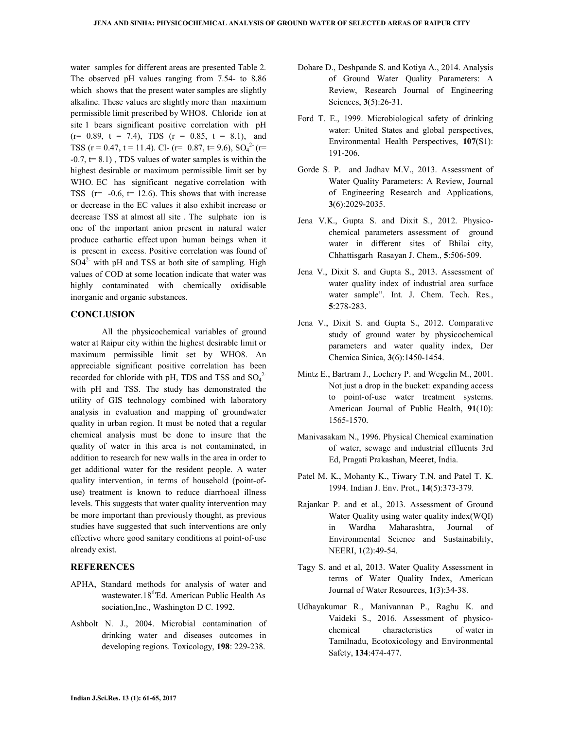water samples for different areas are presented Table 2. The observed pH values ranging from 7.54- to 8.86 which shows that the present water samples are slightly alkaline. These values are slightly more than maximum permissible limit prescribed by WHO8. Chloride ion at site I bears significant positive correlation with pH (r= 0.89, t = 7.4), TDS (r = 0.85, t = 8.1), and TSS (r = 0.47, t = 11.4). Cl- (r= 0.87, t= 9.6), $SO_4^{2-}$ (r= -0.7, t= 8.1) , TDS values of water samples is within the highest desirable or maximum permissible limit set by WHO. EC has significant negative correlation with TSS (r= -0.6, t= 12.6). This shows that with increase or decrease in the EC values it also exhibit increase or decrease TSS at almost all site . The sulphate ion is one of the important anion present in natural water produce cathartic effect upon human beings when it is present in excess. Positive correlation was found of $SO4^{2-}$ with pH and TSS at both site of sampling. High values of COD at some location indicate that water was highly contaminated with chemically oxidisable inorganic and organic substances.

## CONCLUSION

All the physicochemical variables of ground water at Raipur city within the highest desirable limit or maximum permissible limit set by WHO8. An appreciable significant positive correlation has been recorded for chloride with pH, TDS and TSS and $SO_4^{2-}$ with pH and TSS. The study has demonstrated the utility of GIS technology combined with laboratory analysis in evaluation and mapping of groundwater quality in urban region. It must be noted that a regular chemical analysis must be done to insure that the quality of water in this area is not contaminated, in addition to research for new walls in the area in order to get additional water for the resident people. A water quality intervention, in terms of household (point-of-use) treatment is known to reduce diarrhoeal illness levels. This suggests that water quality intervention may be more important than previously thought, as previous studies have suggested that such interventions are only effective where good sanitary conditions at point-of-use already exist.

## REFERENCES

APHA, Standard methods for analysis of water and wastewater.18thEd. American Public Health As sociation,Inc., Washington D C. 1992.

Ashbolt N. J., 2004. Microbial contamination of drinking water and diseases outcomes in developing regions. Toxicology, **198**: 229-238.

Dohare D., Deshpande S. and Kotiya A., 2014. Analysis of Ground Water Quality Parameters: A Review, Research Journal of Engineering Sciences, **3**(5):26-31.

Ford T. E., 1999. Microbiological safety of drinking water: United States and global perspectives, Environmental Health Perspectives, **107**(S1): 191-206.

Gorde S. P. and Jadhav M.V., 2013. Assessment of Water Quality Parameters: A Review, Journal of Engineering Research and Applications, **3**(6):2029-2035.

Jena V.K., Gupta S. and Dixit S., 2012. Physico-chemical parameters assessment of ground water in different sites of Bhilai city, Chhattisgarh Rasayan J. Chem., **5**:506-509.

Jena V., Dixit S. and Gupta S., 2013. Assessment of water quality index of industrial area surface water sample". Int. J. Chem. Tech. Res., **5**:278-283.

Jena V., Dixit S. and Gupta S., 2012. Comparative study of ground water by physicochemical parameters and water quality index, Der Chemica Sinica, **3**(6):1450-1454.

Mintz E., Bartram J., Lochery P. and Wegelin M., 2001. Not just a drop in the bucket: expanding access to point-of-use water treatment systems. American Journal of Public Health, **91**(10): 1565-1570.

Manivasakam N., 1996. Physical Chemical examination of water, sewage and industrial effluents 3rd Ed, Pragati Prakashan, Meeret, India.

Patel M. K., Mohanty K., Tiwary T.N. and Patel T. K. 1994. Indian J. Env. Prot., **14**(5):373-379.

Rajankar P. and et al., 2013. Assessment of Ground Water Quality using water quality index(WQI) in Wardha Maharashtra, Journal of Environmental Science and Sustainability, NEERI, **1**(2):49-54.

Tagy S. and et al, 2013. Water Quality Assessment in terms of Water Quality Index, American Journal of Water Resources, **1**(3):34-38.

Udhayakumar R., Manivannan P., Raghu K. and Vaideki S., 2016. Assessment of physico-chemical characteristics of water in Tamilnadu, Ecotoxicology and Environmental Safety, **134**:474-477.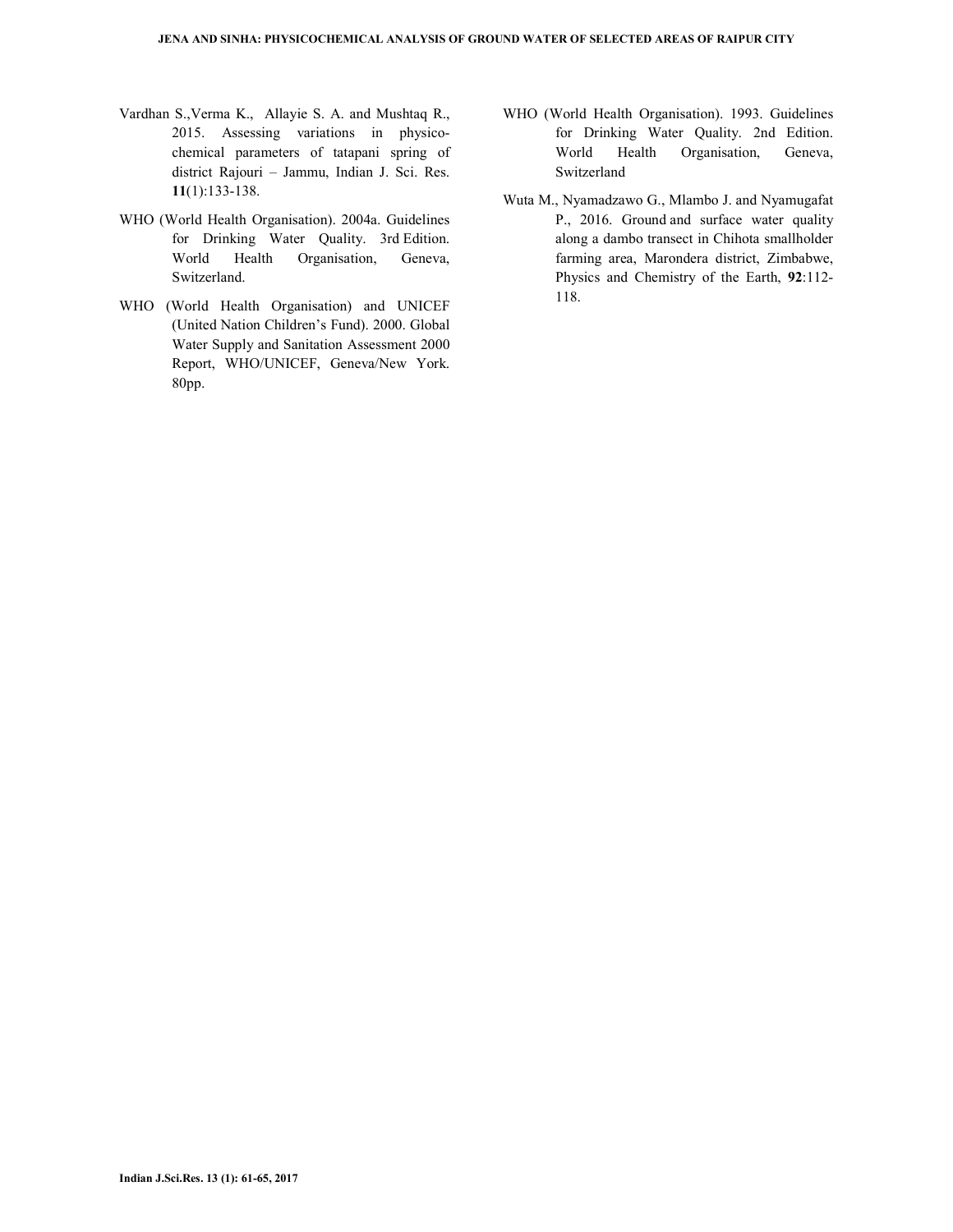Vardhan S.,Verma K., Allayie S. A. and Mushtaq R., 2015. Assessing variations in physico-chemical parameters of tatapani spring of district Rajouri – Jammu, Indian J. Sci. Res. **11**(1):133-138.

WHO (World Health Organisation). 2004a. Guidelines for Drinking Water Quality. 3rd Edition. World Health Organisation, Geneva, Switzerland.

WHO (World Health Organisation) and UNICEF (United Nation Children's Fund). 2000. Global Water Supply and Sanitation Assessment 2000 Report, WHO/UNICEF, Geneva/New York. 80pp.

WHO (World Health Organisation). 1993. Guidelines for Drinking Water Quality. 2nd Edition. World Health Organisation, Geneva, Switzerland

Wuta M., Nyamadzawo G., Mlambo J. and Nyamugafat P., 2016. Ground and surface water quality along a dambo transect in Chihota smallholder farming area, Marondera district, Zimbabwe, Physics and Chemistry of the Earth, **92**:112-118.